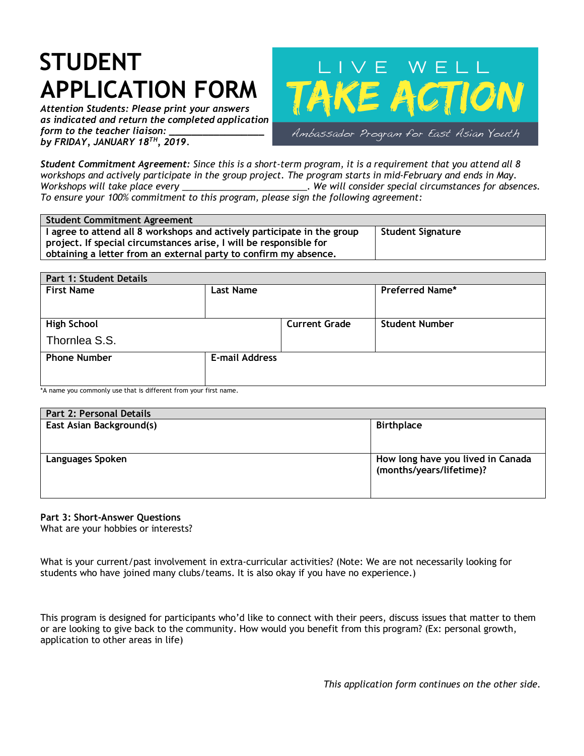# STUDENT APPLICATION FORM

*Attention Students: Please print your answers as indicated and return the completed application form to the teacher liaison: ________________ by FRIDAY, JANUARY 18TH, 2019.*

LIVE WELL
TAKE ACTION
Ambassador Program for East Asian Youth

***Student Commitment Agreement:** Since this is a short-term program, it is a requirement that you attend all 8 workshops and actively participate in the group project. The program starts in mid-February and ends in May. Workshops will take place every ________________________. We will consider special circumstances for absences. To ensure your 100% commitment to this program, please sign the following agreement:*

| Student Commitment Agreement | |
|---|---|
| **I agree to attend all 8 workshops and actively participate in the group project. If special circumstances arise, I will be responsible for obtaining a letter from an external party to confirm my absence.** | **Student Signature** |

| Part 1: Student Details | | | |
|---|---|---|---|
| **First Name** | **Last Name** | | **Preferred Name*** |
| **High School**<br>Thornlea S.S. | | **Current Grade** | **Student Number** |
| **Phone Number** | **E-mail Address** | | |

*A name you commonly use that is different from your first name.

| Part 2: Personal Details | |
|---|---|
| **East Asian Background(s)** | **Birthplace** |
| **Languages Spoken** | **How long have you lived in Canada (months/years/lifetime)?** |

**Part 3: Short-Answer Questions**

What are your hobbies or interests?

What is your current/past involvement in extra-curricular activities? (Note: We are not necessarily looking for students who have joined many clubs/teams. It is also okay if you have no experience.)

This program is designed for participants who'd like to connect with their peers, discuss issues that matter to them or are looking to give back to the community. How would you benefit from this program? (Ex: personal growth, application to other areas in life)

*This application form continues on the other side.*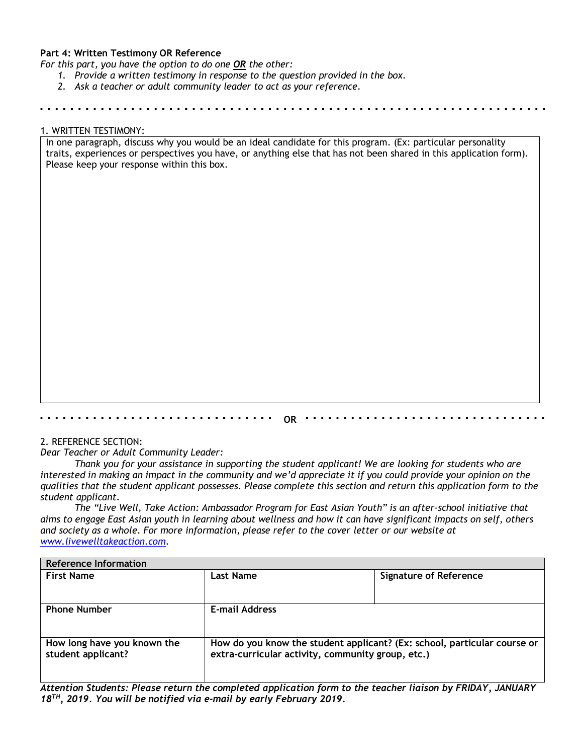**Part 4: Written Testimony OR Reference**

*For this part, you have the option to do one* ***OR*** *the other:*

1. *Provide a written testimony in response to the question provided in the box.*
2. *Ask a teacher or adult community leader to act as your reference.*

1. WRITTEN TESTIMONY:

| |
|---|
| In one paragraph, discuss why you would be an ideal candidate for this program. (Ex: particular personality traits, experiences or perspectives you have, or anything else that has not been shared in this application form). Please keep your response within this box. |

**OR**

2. REFERENCE SECTION:

*Dear Teacher or Adult Community Leader:*

*Thank you for your assistance in supporting the student applicant! We are looking for students who are interested in making an impact in the community and we'd appreciate it if you could provide your opinion on the qualities that the student applicant possesses. Please complete this section and return this application form to the student applicant.*

*The "Live Well, Take Action: Ambassador Program for East Asian Youth" is an after-school initiative that aims to engage East Asian youth in learning about wellness and how it can have significant impacts on self, others and society as a whole. For more information, please refer to the cover letter or our website at www.livewelltakeaction.com.*

| **Reference Information** | | |
|---|---|---|
| **First Name** | **Last Name** | **Signature of Reference** |
| **Phone Number** | **E-mail Address** | |
| **How long have you known the student applicant?** | **How do you know the student applicant? (Ex: school, particular course or extra-curricular activity, community group, etc.)** | |

***Attention Students: Please return the completed application form to the teacher liaison by FRIDAY, JANUARY 18TH, 2019. You will be notified via e-mail by early February 2019.***